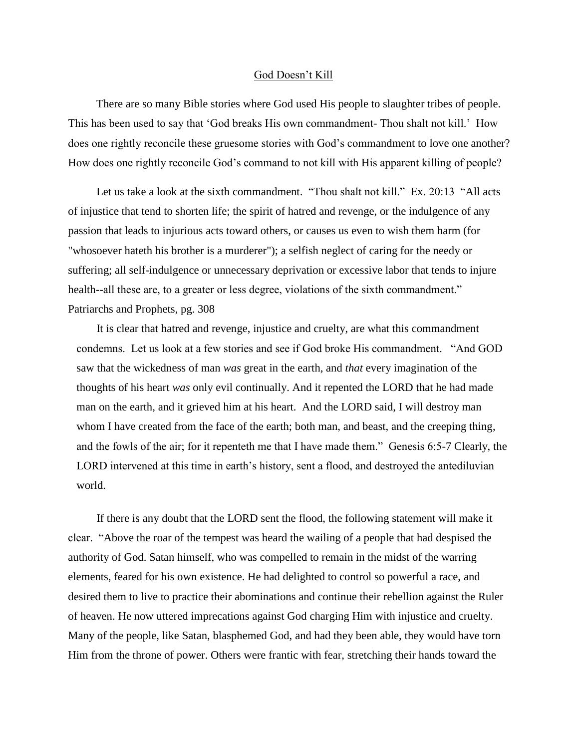# God Doesn't Kill

There are so many Bible stories where God used His people to slaughter tribes of people. This has been used to say that 'God breaks His own commandment- Thou shalt not kill.' How does one rightly reconcile these gruesome stories with God's commandment to love one another? How does one rightly reconcile God's command to not kill with His apparent killing of people?

Let us take a look at the sixth commandment. "Thou shalt not kill." Ex. 20:13 "All acts of injustice that tend to shorten life; the spirit of hatred and revenge, or the indulgence of any passion that leads to injurious acts toward others, or causes us even to wish them harm (for "whosoever hateth his brother is a murderer"); a selfish neglect of caring for the needy or suffering; all self-indulgence or unnecessary deprivation or excessive labor that tends to injure health--all these are, to a greater or less degree, violations of the sixth commandment." Patriarchs and Prophets, pg. 308

It is clear that hatred and revenge, injustice and cruelty, are what this commandment condemns. Let us look at a few stories and see if God broke His commandment. "And GOD saw that the wickedness of man *was* great in the earth, and *that* every imagination of the thoughts of his heart *was* only evil continually. And it repented the LORD that he had made man on the earth, and it grieved him at his heart. And the LORD said, I will destroy man whom I have created from the face of the earth; both man, and beast, and the creeping thing, and the fowls of the air; for it repenteth me that I have made them." Genesis 6:5-7 Clearly, the LORD intervened at this time in earth's history, sent a flood, and destroyed the antediluvian world.

If there is any doubt that the LORD sent the flood, the following statement will make it clear. "Above the roar of the tempest was heard the wailing of a people that had despised the authority of God. Satan himself, who was compelled to remain in the midst of the warring elements, feared for his own existence. He had delighted to control so powerful a race, and desired them to live to practice their abominations and continue their rebellion against the Ruler of heaven. He now uttered imprecations against God charging Him with injustice and cruelty. Many of the people, like Satan, blasphemed God, and had they been able, they would have torn Him from the throne of power. Others were frantic with fear, stretching their hands toward the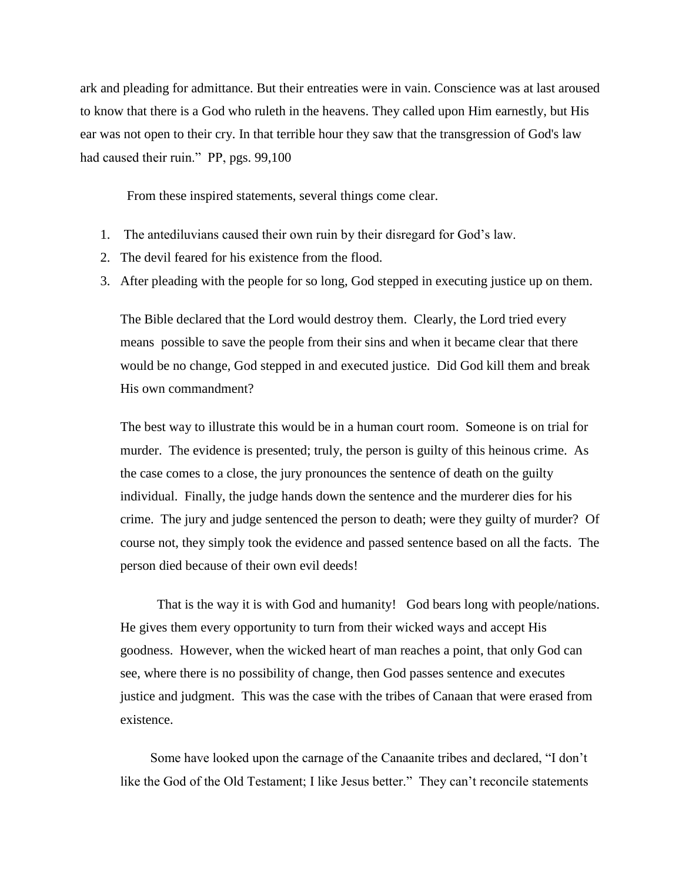ark and pleading for admittance. But their entreaties were in vain. Conscience was at last aroused to know that there is a God who ruleth in the heavens. They called upon Him earnestly, but His ear was not open to their cry. In that terrible hour they saw that the transgression of God's law had caused their ruin." PP, pgs. 99,100

From these inspired statements, several things come clear.

1. The antediluvians caused their own ruin by their disregard for God's law.
2. The devil feared for his existence from the flood.
3. After pleading with the people for so long, God stepped in executing justice up on them.

The Bible declared that the Lord would destroy them. Clearly, the Lord tried every means possible to save the people from their sins and when it became clear that there would be no change, God stepped in and executed justice. Did God kill them and break His own commandment?

The best way to illustrate this would be in a human court room. Someone is on trial for murder. The evidence is presented; truly, the person is guilty of this heinous crime. As the case comes to a close, the jury pronounces the sentence of death on the guilty individual. Finally, the judge hands down the sentence and the murderer dies for his crime. The jury and judge sentenced the person to death; were they guilty of murder? Of course not, they simply took the evidence and passed sentence based on all the facts. The person died because of their own evil deeds!

That is the way it is with God and humanity! God bears long with people/nations. He gives them every opportunity to turn from their wicked ways and accept His goodness. However, when the wicked heart of man reaches a point, that only God can see, where there is no possibility of change, then God passes sentence and executes justice and judgment. This was the case with the tribes of Canaan that were erased from existence.

Some have looked upon the carnage of the Canaanite tribes and declared, "I don't like the God of the Old Testament; I like Jesus better." They can't reconcile statements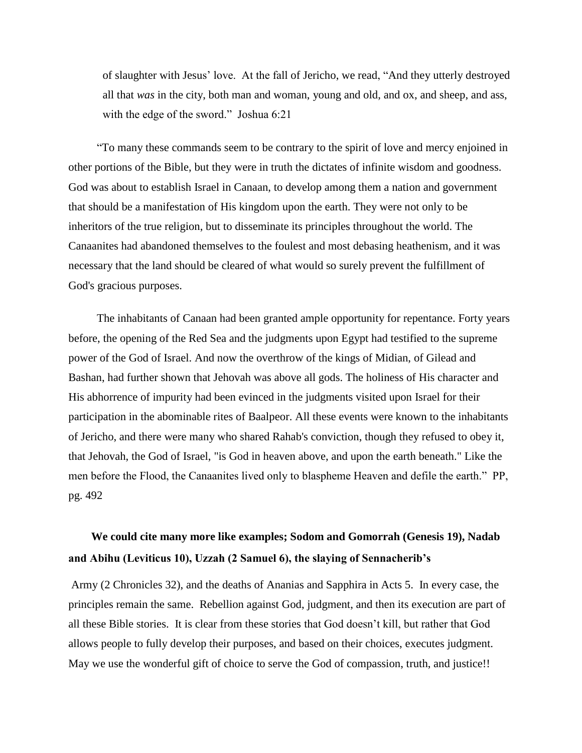of slaughter with Jesus' love. At the fall of Jericho, we read, "And they utterly destroyed all that *was* in the city, both man and woman, young and old, and ox, and sheep, and ass, with the edge of the sword." Joshua 6:21

"To many these commands seem to be contrary to the spirit of love and mercy enjoined in other portions of the Bible, but they were in truth the dictates of infinite wisdom and goodness. God was about to establish Israel in Canaan, to develop among them a nation and government that should be a manifestation of His kingdom upon the earth. They were not only to be inheritors of the true religion, but to disseminate its principles throughout the world. The Canaanites had abandoned themselves to the foulest and most debasing heathenism, and it was necessary that the land should be cleared of what would so surely prevent the fulfillment of God's gracious purposes.

The inhabitants of Canaan had been granted ample opportunity for repentance. Forty years before, the opening of the Red Sea and the judgments upon Egypt had testified to the supreme power of the God of Israel. And now the overthrow of the kings of Midian, of Gilead and Bashan, had further shown that Jehovah was above all gods. The holiness of His character and His abhorrence of impurity had been evinced in the judgments visited upon Israel for their participation in the abominable rites of Baalpeor. All these events were known to the inhabitants of Jericho, and there were many who shared Rahab's conviction, though they refused to obey it, that Jehovah, the God of Israel, "is God in heaven above, and upon the earth beneath." Like the men before the Flood, the Canaanites lived only to blaspheme Heaven and defile the earth." PP, pg. 492

**We could cite many more like examples; Sodom and Gomorrah (Genesis 19), Nadab and Abihu (Leviticus 10), Uzzah (2 Samuel 6), the slaying of Sennacherib's**

Army (2 Chronicles 32), and the deaths of Ananias and Sapphira in Acts 5. In every case, the principles remain the same. Rebellion against God, judgment, and then its execution are part of all these Bible stories. It is clear from these stories that God doesn't kill, but rather that God allows people to fully develop their purposes, and based on their choices, executes judgment. May we use the wonderful gift of choice to serve the God of compassion, truth, and justice!!